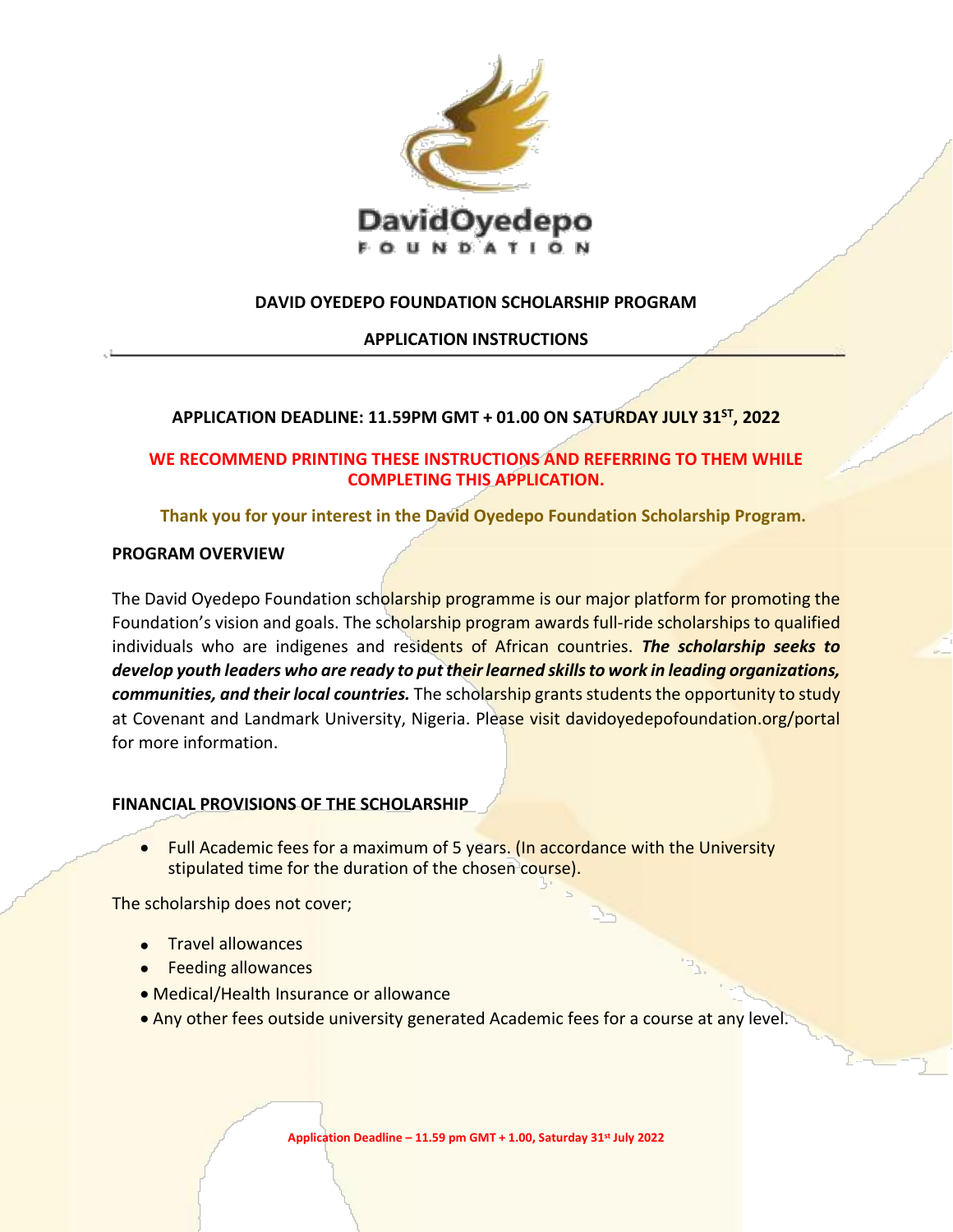DavidOyedepo FOUNDATION

# DAVID OYEDEPO FOUNDATION SCHOLARSHIP PROGRAM

## APPLICATION INSTRUCTIONS

---

**APPLICATION DEADLINE: 11.59PM GMT + 01.00 ON SATURDAY JULY 31ST, 2022**

**WE RECOMMEND PRINTING THESE INSTRUCTIONS AND REFERRING TO THEM WHILE COMPLETING THIS APPLICATION.**

**Thank you for your interest in the David Oyedepo Foundation Scholarship Program.**

### PROGRAM OVERVIEW

The David Oyedepo Foundation scholarship programme is our major platform for promoting the Foundation's vision and goals. The scholarship program awards full-ride scholarships to qualified individuals who are indigenes and residents of African countries. ***The scholarship seeks to develop youth leaders who are ready to put their learned skills to work in leading organizations, communities, and their local countries.*** The scholarship grants students the opportunity to study at Covenant and Landmark University, Nigeria. Please visit davidoyedepofoundation.org/portal for more information.

### FINANCIAL PROVISIONS OF THE SCHOLARSHIP

- Full Academic fees for a maximum of 5 years. (In accordance with the University stipulated time for the duration of the chosen course).

The scholarship does not cover;

- Travel allowances
- Feeding allowances
- Medical/Health Insurance or allowance
- Any other fees outside university generated Academic fees for a course at any level.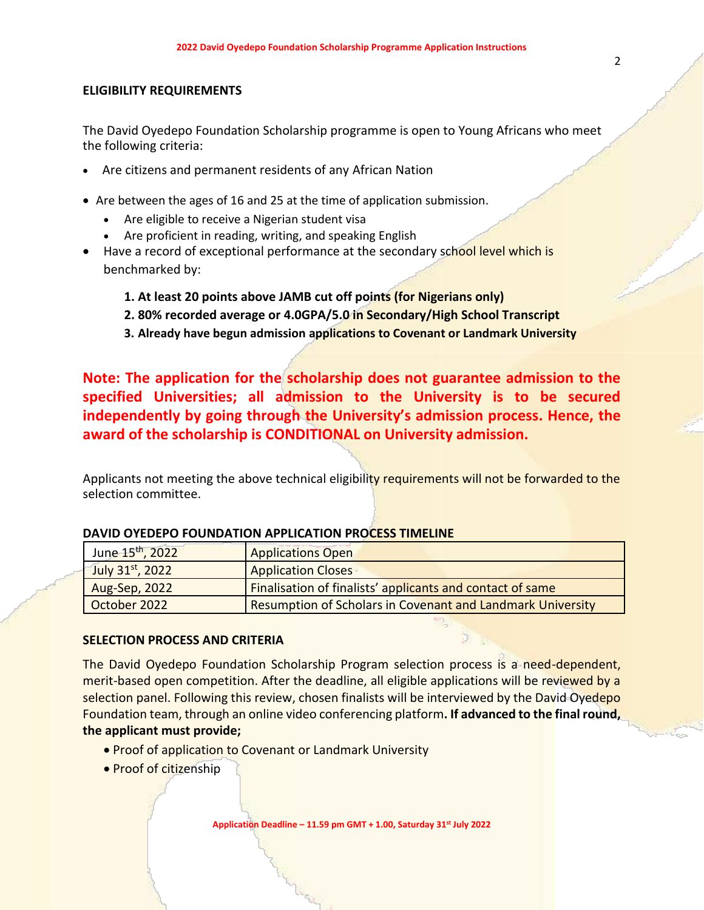## ELIGIBILITY REQUIREMENTS

The David Oyedepo Foundation Scholarship programme is open to Young Africans who meet the following criteria:

- Are citizens and permanent residents of any African Nation
- Are between the ages of 16 and 25 at the time of application submission.
  - Are eligible to receive a Nigerian student visa
  - Are proficient in reading, writing, and speaking English
- Have a record of exceptional performance at the secondary school level which is benchmarked by:
  1. **At least 20 points above JAMB cut off points (for Nigerians only)**
  2. **80% recorded average or 4.0GPA/5.0 in Secondary/High School Transcript**
  3. **Already have begun admission applications to Covenant or Landmark University**

**Note: The application for the scholarship does not guarantee admission to the specified Universities; all admission to the University is to be secured independently by going through the University's admission process. Hence, the award of the scholarship is CONDITIONAL on University admission.**

Applicants not meeting the above technical eligibility requirements will not be forwarded to the selection committee.

**DAVID OYEDEPO FOUNDATION APPLICATION PROCESS TIMELINE**

| Date | Event |
|---|---|
| June 15th, 2022 | Applications Open |
| July 31st, 2022 | Application Closes |
| Aug-Sep, 2022 | Finalisation of finalists' applicants and contact of same |
| October 2022 | Resumption of Scholars in Covenant and Landmark University |

## SELECTION PROCESS AND CRITERIA

The David Oyedepo Foundation Scholarship Program selection process is a need-dependent, merit-based open competition. After the deadline, all eligible applications will be reviewed by a selection panel. Following this review, chosen finalists will be interviewed by the David Oyedepo Foundation team, through an online video conferencing platform**. If advanced to the final round, the applicant must provide;**

- Proof of application to Covenant or Landmark University
- Proof of citizenship

Application Deadline – 11.59 pm GMT + 1.00, Saturday 31st July 2022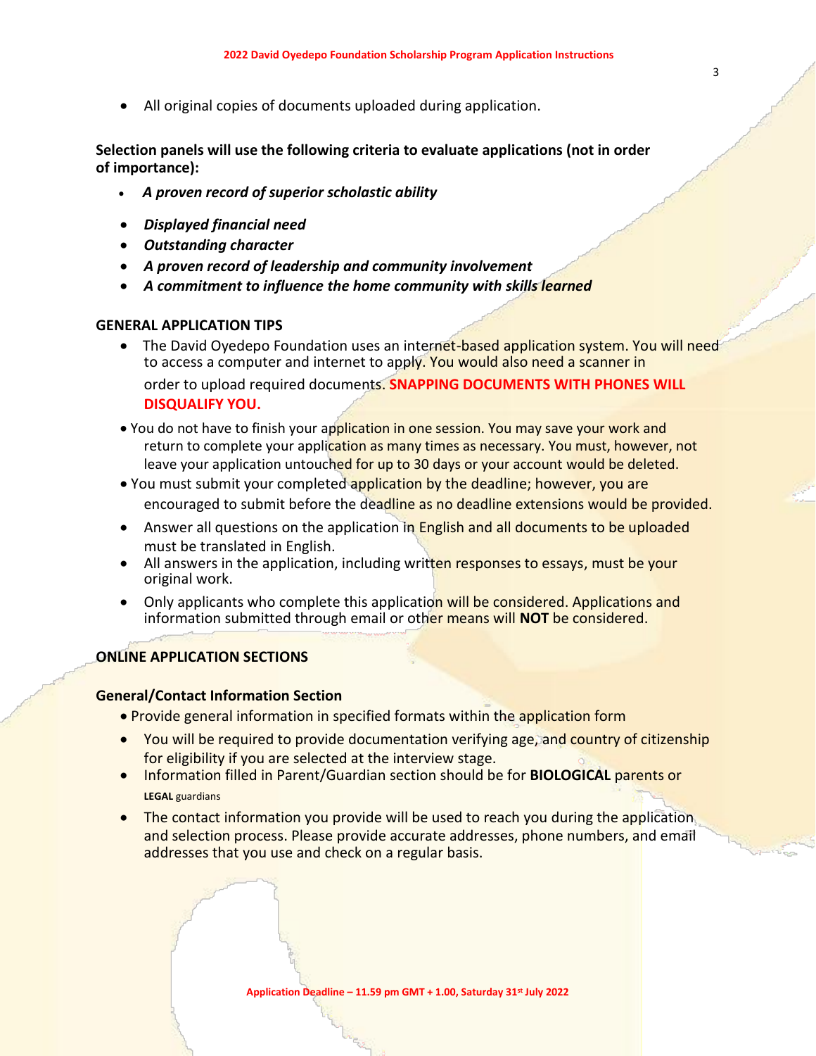- All original copies of documents uploaded during application.

**Selection panels will use the following criteria to evaluate applications (not in order of importance):**

- ***A proven record of superior scholastic ability***
- ***Displayed financial need***
- ***Outstanding character***
- ***A proven record of leadership and community involvement***
- ***A commitment to influence the home community with skills learned***

**GENERAL APPLICATION TIPS**

- The David Oyedepo Foundation uses an internet-based application system. You will need to access a computer and internet to apply. You would also need a scanner in order to upload required documents. **SNAPPING DOCUMENTS WITH PHONES WILL DISQUALIFY YOU.**
- You do not have to finish your application in one session. You may save your work and return to complete your application as many times as necessary. You must, however, not leave your application untouched for up to 30 days or your account would be deleted.
- You must submit your completed application by the deadline; however, you are encouraged to submit before the deadline as no deadline extensions would be provided.
- Answer all questions on the application in English and all documents to be uploaded must be translated in English.
- All answers in the application, including written responses to essays, must be your original work.
- Only applicants who complete this application will be considered. Applications and information submitted through email or other means will **NOT** be considered.

**ONLINE APPLICATION SECTIONS**

**General/Contact Information Section**

- Provide general information in specified formats within the application form
- You will be required to provide documentation verifying age, and country of citizenship for eligibility if you are selected at the interview stage.
- Information filled in Parent/Guardian section should be for **BIOLOGICAL** parents or **LEGAL** guardians
- The contact information you provide will be used to reach you during the application and selection process. Please provide accurate addresses, phone numbers, and email addresses that you use and check on a regular basis.

**Application Deadline – 11.59 pm GMT + 1.00, Saturday 31st July 2022**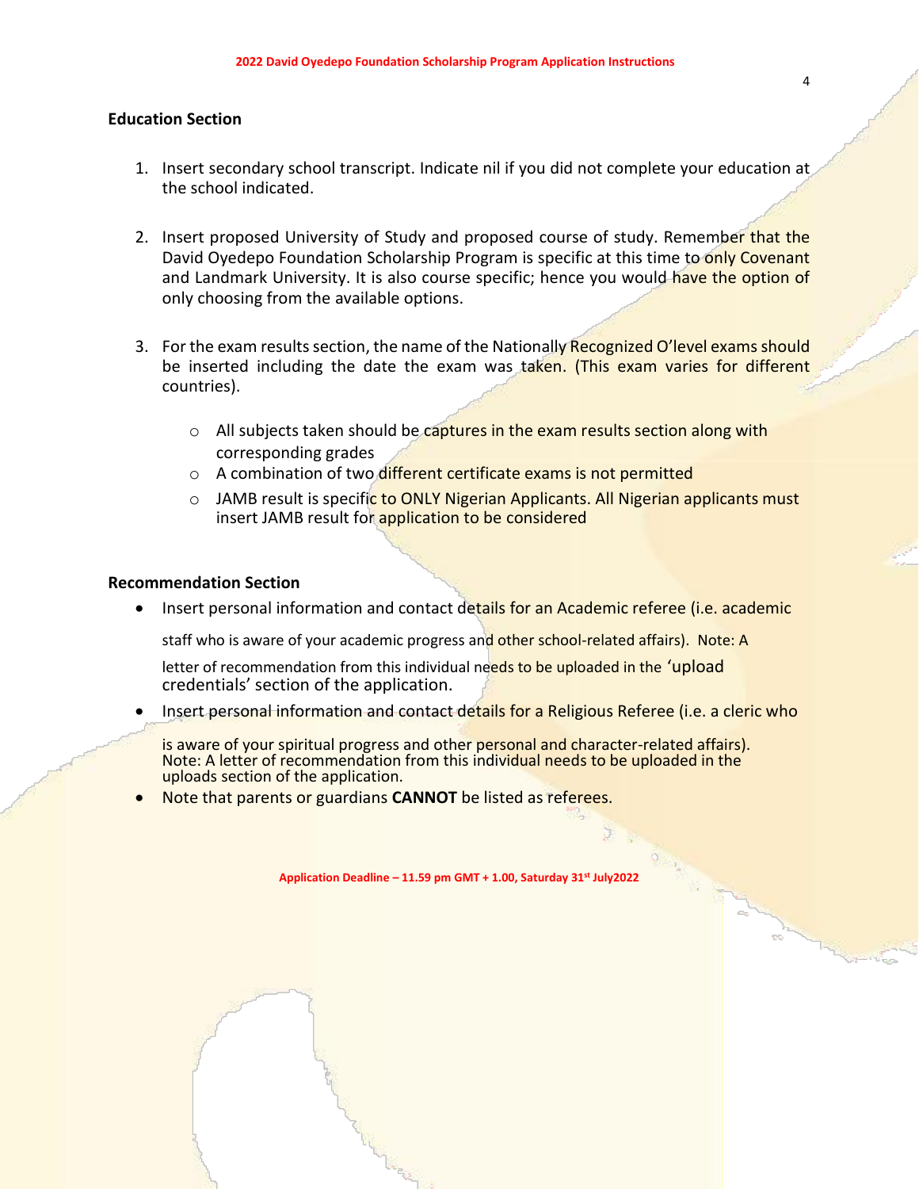## Education Section

1. Insert secondary school transcript. Indicate nil if you did not complete your education at the school indicated.

2. Insert proposed University of Study and proposed course of study. Remember that the David Oyedepo Foundation Scholarship Program is specific at this time to only Covenant and Landmark University. It is also course specific; hence you would have the option of only choosing from the available options.

3. For the exam results section, the name of the Nationally Recognized O'level exams should be inserted including the date the exam was taken. (This exam varies for different countries).

   - All subjects taken should be captures in the exam results section along with corresponding grades
   - A combination of two different certificate exams is not permitted
   - JAMB result is specific to ONLY Nigerian Applicants. All Nigerian applicants must insert JAMB result for application to be considered

## Recommendation Section

- Insert personal information and contact details for an Academic referee (i.e. academic staff who is aware of your academic progress and other school-related affairs). Note: A letter of recommendation from this individual needs to be uploaded in the 'upload credentials' section of the application.
- Insert personal information and contact details for a Religious Referee (i.e. a cleric who is aware of your spiritual progress and other personal and character-related affairs). Note: A letter of recommendation from this individual needs to be uploaded in the uploads section of the application.
- Note that parents or guardians **CANNOT** be listed as referees.

**Application Deadline – 11.59 pm GMT + 1.00, Saturday 31st July2022**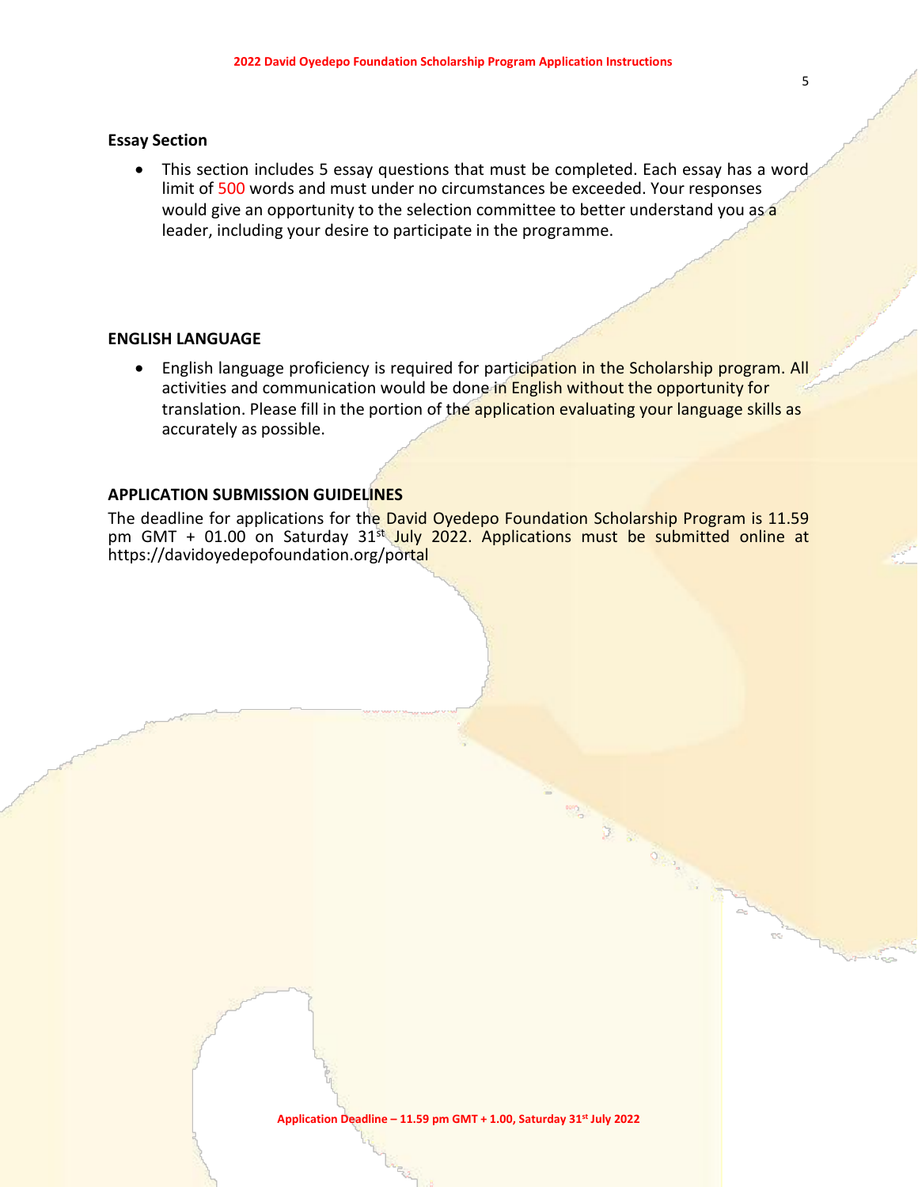## Essay Section

- This section includes 5 essay questions that must be completed. Each essay has a word limit of 500 words and must under no circumstances be exceeded. Your responses would give an opportunity to the selection committee to better understand you as a leader, including your desire to participate in the programme.

## ENGLISH LANGUAGE

- English language proficiency is required for participation in the Scholarship program. All activities and communication would be done in English without the opportunity for translation. Please fill in the portion of the application evaluating your language skills as accurately as possible.

## APPLICATION SUBMISSION GUIDELINES

The deadline for applications for the David Oyedepo Foundation Scholarship Program is 11.59 pm GMT + 01.00 on Saturday 31st July 2022. Applications must be submitted online at https://davidoyedepofoundation.org/portal